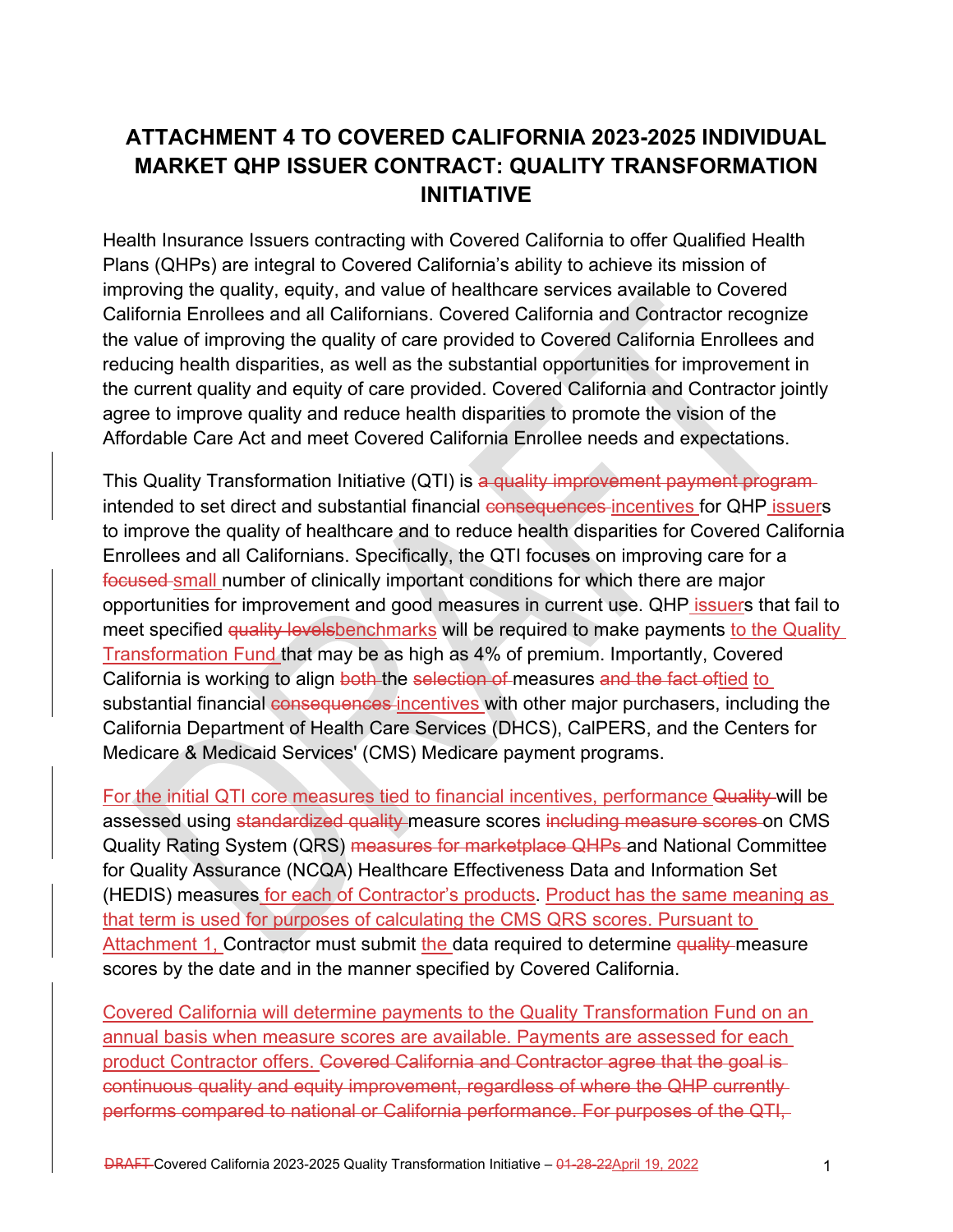# ATTACHMENT 4 TO COVERED CALIFORNIA 2023-2025 INDIVIDUAL MARKET QHP ISSUER CONTRACT: QUALITY TRANSFORMATION INITIATIVE

Health Insurance Issuers contracting with Covered California to offer Qualified Health Plans (QHPs) are integral to Covered California's ability to achieve its mission of improving the quality, equity, and value of healthcare services available to Covered California Enrollees and all Californians. Covered California and Contractor recognize the value of improving the quality of care provided to Covered California Enrollees and reducing health disparities, as well as the substantial opportunities for improvement in the current quality and equity of care provided. Covered California and Contractor jointly agree to improve quality and reduce health disparities to promote the vision of the Affordable Care Act and meet Covered California Enrollee needs and expectations.

This Quality Transformation Initiative (QTI) is ~~a quality improvement payment program~~ intended to set direct and substantial financial ~~consequences~~ incentives for QHP issuers to improve the quality of healthcare and to reduce health disparities for Covered California Enrollees and all Californians. Specifically, the QTI focuses on improving care for a ~~focused~~ small number of clinically important conditions for which there are major opportunities for improvement and good measures in current use. QHP issuers that fail to meet specified ~~quality levels~~benchmarks will be required to make payments to the Quality Transformation Fund that may be as high as 4% of premium. Importantly, Covered California is working to align ~~both~~ the ~~selection of~~ measures ~~and the fact of~~tied to substantial financial ~~consequences~~ incentives with other major purchasers, including the California Department of Health Care Services (DHCS), CalPERS, and the Centers for Medicare & Medicaid Services' (CMS) Medicare payment programs.

For the initial QTI core measures tied to financial incentives, performance ~~Quality~~ will be assessed using ~~standardized quality~~ measure scores ~~including measure scores~~ on CMS Quality Rating System (QRS) ~~measures for marketplace QHPs~~ and National Committee for Quality Assurance (NCQA) Healthcare Effectiveness Data and Information Set (HEDIS) measures for each of Contractor's products. Product has the same meaning as that term is used for purposes of calculating the CMS QRS scores. Pursuant to Attachment 1, Contractor must submit the data required to determine ~~quality~~ measure scores by the date and in the manner specified by Covered California.

Covered California will determine payments to the Quality Transformation Fund on an annual basis when measure scores are available. Payments are assessed for each product Contractor offers. ~~Covered California and Contractor agree that the goal is continuous quality and equity improvement, regardless of where the QHP currently performs compared to national or California performance. For purposes of the QTI,~~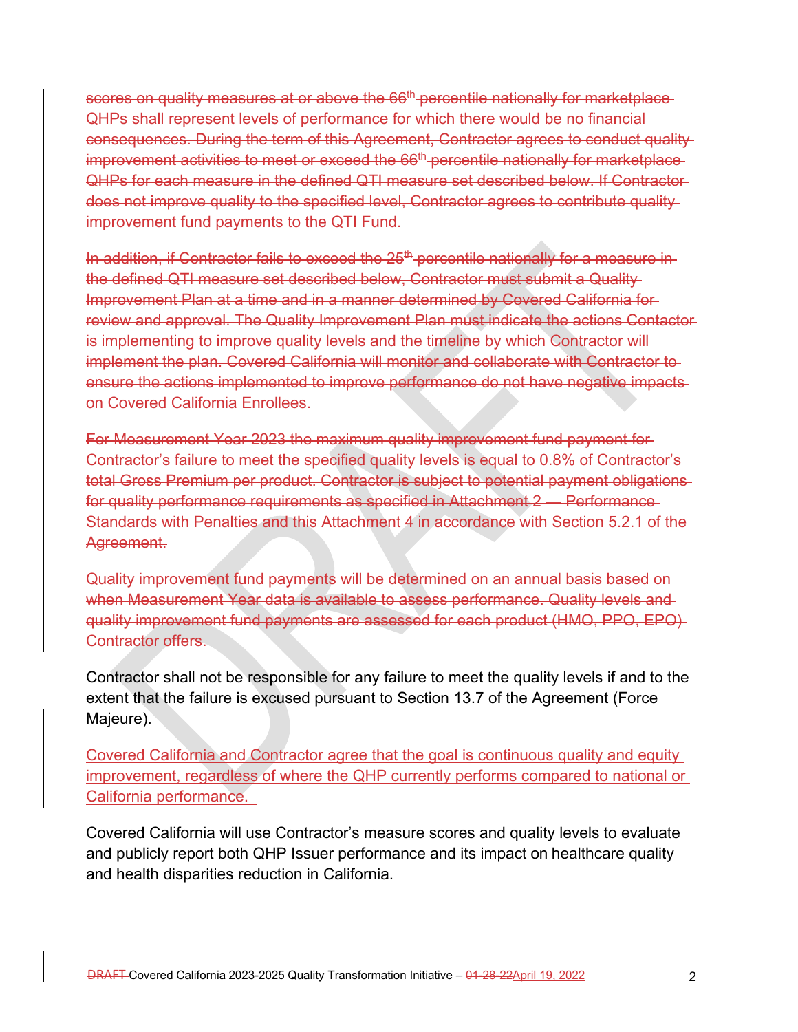~~scores on quality measures at or above the 66th percentile nationally for marketplace QHPs shall represent levels of performance for which there would be no financial consequences. During the term of this Agreement, Contractor agrees to conduct quality improvement activities to meet or exceed the 66th percentile nationally for marketplace QHPs for each measure in the defined QTI measure set described below. If Contractor does not improve quality to the specified level, Contractor agrees to contribute quality improvement fund payments to the QTI Fund.~~

~~In addition, if Contractor fails to exceed the 25th percentile nationally for a measure in the defined QTI measure set described below, Contractor must submit a Quality Improvement Plan at a time and in a manner determined by Covered California for review and approval. The Quality Improvement Plan must indicate the actions Contactor is implementing to improve quality levels and the timeline by which Contractor will implement the plan. Covered California will monitor and collaborate with Contractor to ensure the actions implemented to improve performance do not have negative impacts on Covered California Enrollees.~~

~~For Measurement Year 2023 the maximum quality improvement fund payment for Contractor's failure to meet the specified quality levels is equal to 0.8% of Contractor's total Gross Premium per product. Contractor is subject to potential payment obligations for quality performance requirements as specified in Attachment 2 — Performance Standards with Penalties and this Attachment 4 in accordance with Section 5.2.1 of the Agreement.~~

~~Quality improvement fund payments will be determined on an annual basis based on when Measurement Year data is available to assess performance. Quality levels and quality improvement fund payments are assessed for each product (HMO, PPO, EPO) Contractor offers.~~

Contractor shall not be responsible for any failure to meet the quality levels if and to the extent that the failure is excused pursuant to Section 13.7 of the Agreement (Force Majeure).

Covered California and Contractor agree that the goal is continuous quality and equity improvement, regardless of where the QHP currently performs compared to national or California performance.

Covered California will use Contractor's measure scores and quality levels to evaluate and publicly report both QHP Issuer performance and its impact on healthcare quality and health disparities reduction in California.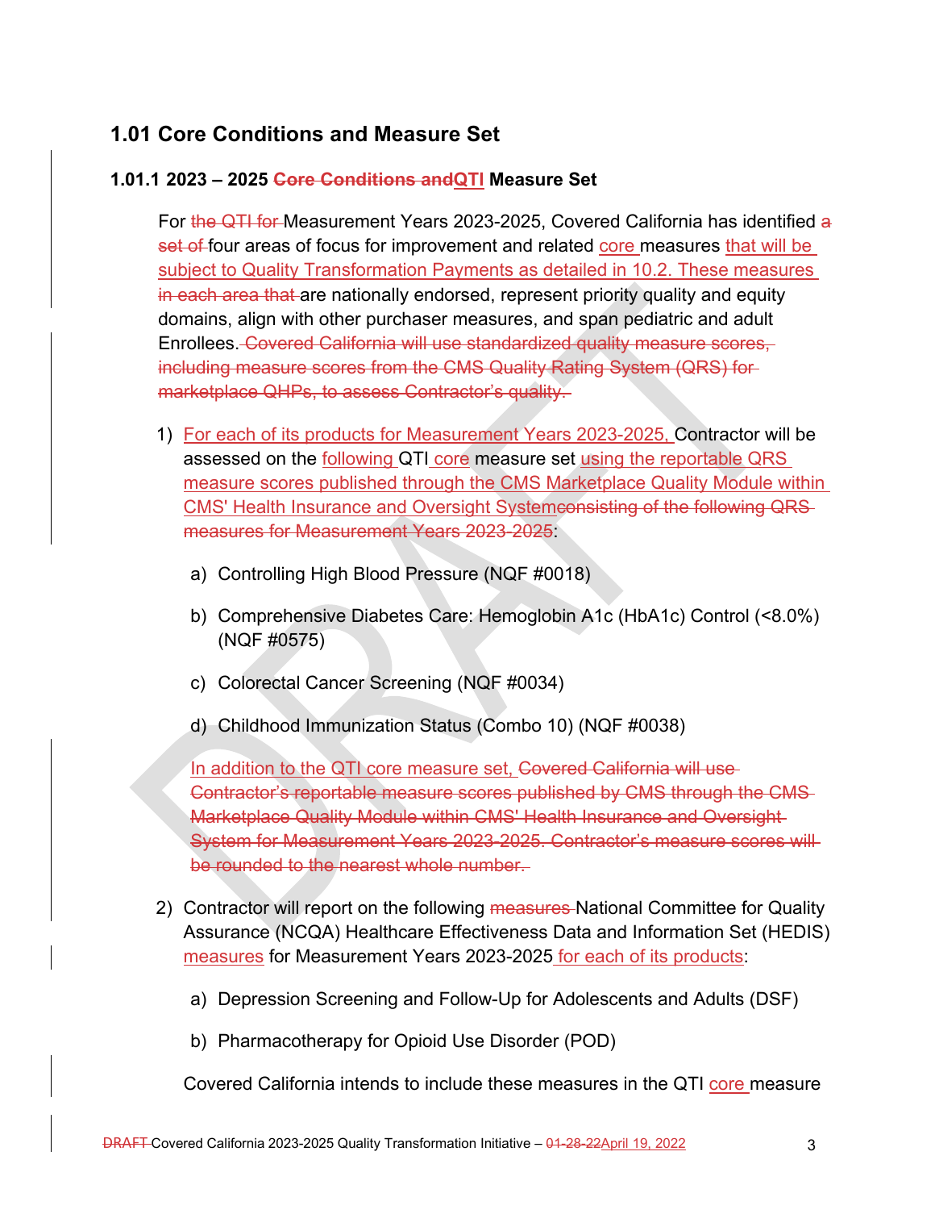## 1.01 Core Conditions and Measure Set

### 1.01.1 2023 – 2025 ~~Core Conditions and~~QTI Measure Set

For ~~the QTI for~~ Measurement Years 2023-2025, Covered California has identified ~~a set of~~ four areas of focus for improvement and related core measures that will be subject to Quality Transformation Payments as detailed in 10.2. These measures ~~in each area that~~ are nationally endorsed, represent priority quality and equity domains, align with other purchaser measures, and span pediatric and adult Enrollees. ~~Covered California will use standardized quality measure scores, including measure scores from the CMS Quality Rating System (QRS) for marketplace QHPs, to assess Contractor's quality.~~

1) For each of its products for Measurement Years 2023-2025, Contractor will be assessed on the following QTI core measure set using the reportable QRS measure scores published through the CMS Marketplace Quality Module within CMS' Health Insurance and Oversight System~~consisting of the following QRS measures for Measurement Years 2023-2025~~:

   a) Controlling High Blood Pressure (NQF #0018)

   b) Comprehensive Diabetes Care: Hemoglobin A1c (HbA1c) Control (<8.0%) (NQF #0575)

   c) Colorectal Cancer Screening (NQF #0034)

   d) Childhood Immunization Status (Combo 10) (NQF #0038)

   In addition to the QTI core measure set, ~~Covered California will use Contractor's reportable measure scores published by CMS through the CMS Marketplace Quality Module within CMS' Health Insurance and Oversight System for Measurement Years 2023-2025. Contractor's measure scores will be rounded to the nearest whole number.~~

2) Contractor will report on the following ~~measures~~ National Committee for Quality Assurance (NCQA) Healthcare Effectiveness Data and Information Set (HEDIS) measures for Measurement Years 2023-2025 for each of its products:

   a) Depression Screening and Follow-Up for Adolescents and Adults (DSF)

   b) Pharmacotherapy for Opioid Use Disorder (POD)

   Covered California intends to include these measures in the QTI core measure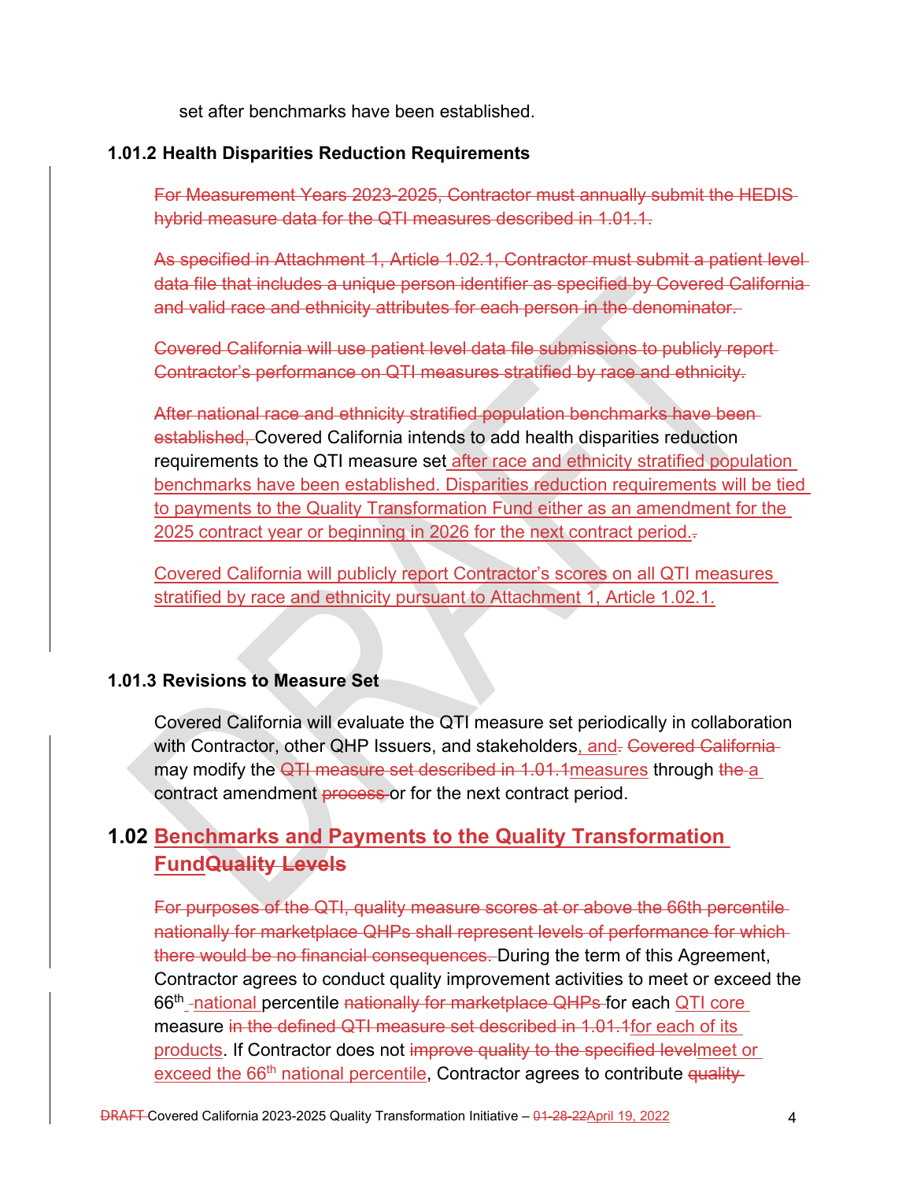set after benchmarks have been established.

### 1.01.2 Health Disparities Reduction Requirements

~~For Measurement Years 2023-2025, Contractor must annually submit the HEDIS hybrid measure data for the QTI measures described in 1.01.1.~~

~~As specified in Attachment 1, Article 1.02.1, Contractor must submit a patient level data file that includes a unique person identifier as specified by Covered California and valid race and ethnicity attributes for each person in the denominator.~~

~~Covered California will use patient level data file submissions to publicly report Contractor's performance on QTI measures stratified by race and ethnicity.~~

~~After national race and ethnicity stratified population benchmarks have been established,~~ Covered California intends to add health disparities reduction requirements to the QTI measure set after race and ethnicity stratified population benchmarks have been established. Disparities reduction requirements will be tied to payments to the Quality Transformation Fund either as an amendment for the 2025 contract year or beginning in 2026 for the next contract period.~~.~~

Covered California will publicly report Contractor's scores on all QTI measures stratified by race and ethnicity pursuant to Attachment 1, Article 1.02.1.

### 1.01.3 Revisions to Measure Set

Covered California will evaluate the QTI measure set periodically in collaboration with Contractor, other QHP Issuers, and stakeholders, and~~.~~ ~~Covered California~~ may modify the ~~QTI measure set described in 1.01.1~~measures through ~~the~~ a contract amendment ~~process~~ or for the next contract period.

## 1.02 Benchmarks and Payments to the Quality Transformation Fund~~Quality Levels~~

~~For purposes of the QTI, quality measure scores at or above the 66th percentile nationally for marketplace QHPs shall represent levels of performance for which there would be no financial consequences.~~ During the term of this Agreement, Contractor agrees to conduct quality improvement activities to meet or exceed the 66th national percentile ~~nationally for marketplace QHPs~~ for each QTI core measure ~~in the defined QTI measure set described in 1.01.1~~for each of its products. If Contractor does not ~~improve quality to the specified level~~meet or exceed the 66th national percentile, Contractor agrees to contribute ~~quality~~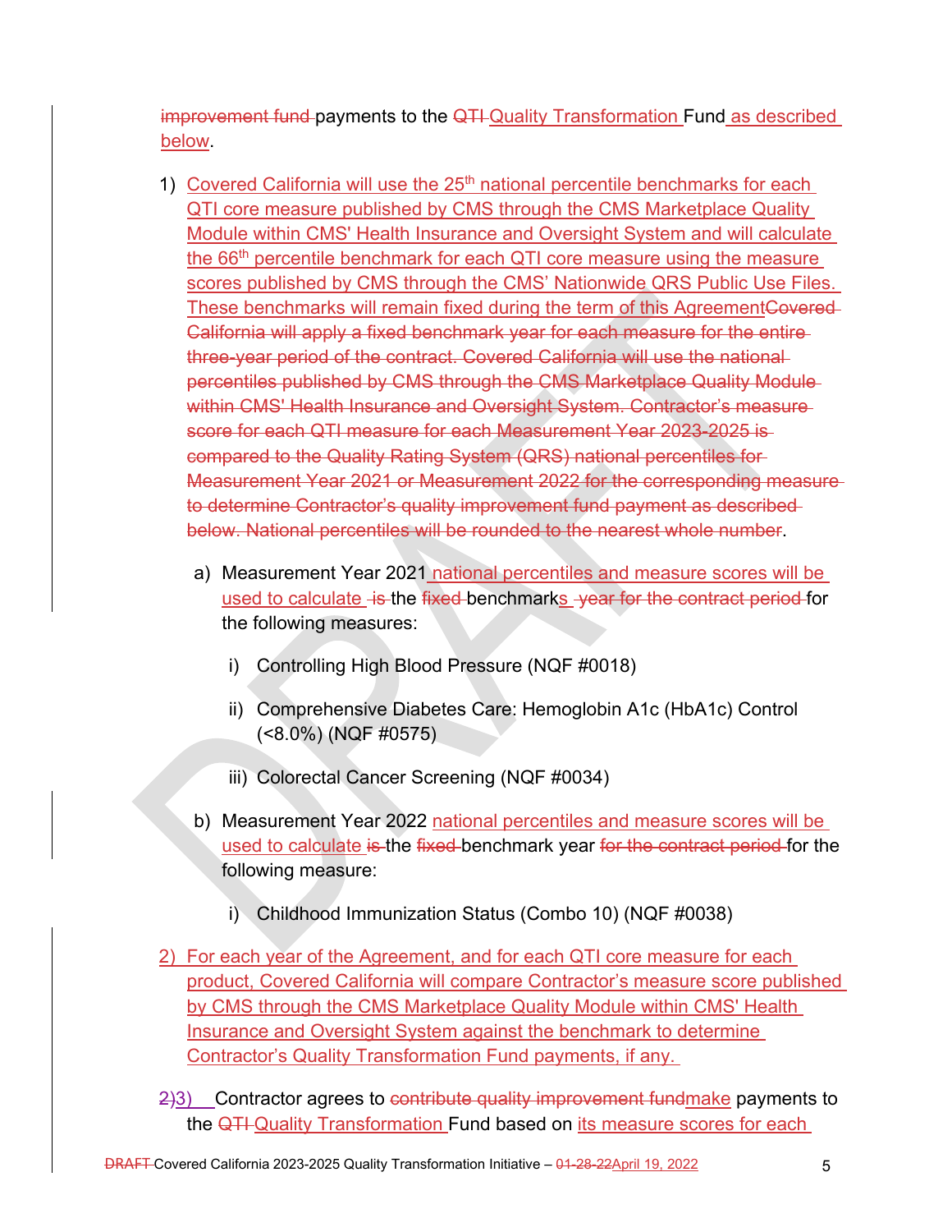~~improvement fund~~ payments to the ~~QTI~~ Quality Transformation Fund as described below.

1) Covered California will use the 25th national percentile benchmarks for each QTI core measure published by CMS through the CMS Marketplace Quality Module within CMS' Health Insurance and Oversight System and will calculate the 66th percentile benchmark for each QTI core measure using the measure scores published by CMS through the CMS' Nationwide QRS Public Use Files. These benchmarks will remain fixed during the term of this Agreement~~Covered California will apply a fixed benchmark year for each measure for the entire three-year period of the contract. Covered California will use the national percentiles published by CMS through the CMS Marketplace Quality Module within CMS' Health Insurance and Oversight System. Contractor's measure score for each QTI measure for each Measurement Year 2023-2025 is compared to the Quality Rating System (QRS) national percentiles for Measurement Year 2021 or Measurement 2022 for the corresponding measure to determine Contractor's quality improvement fund payment as described below. National percentiles will be rounded to the nearest whole number~~.

   a) Measurement Year 2021 national percentiles and measure scores will be used to calculate ~~is~~ the ~~fixed~~ benchmarks ~~year for the contract period~~ for the following measures:

      i) Controlling High Blood Pressure (NQF #0018)

      ii) Comprehensive Diabetes Care: Hemoglobin A1c (HbA1c) Control (<8.0%) (NQF #0575)

      iii) Colorectal Cancer Screening (NQF #0034)

   b) Measurement Year 2022 national percentiles and measure scores will be used to calculate ~~is~~ the ~~fixed~~ benchmark year ~~for the contract period~~ for the following measure:

      i) Childhood Immunization Status (Combo 10) (NQF #0038)

2) For each year of the Agreement, and for each QTI core measure for each product, Covered California will compare Contractor's measure score published by CMS through the CMS Marketplace Quality Module within CMS' Health Insurance and Oversight System against the benchmark to determine Contractor's Quality Transformation Fund payments, if any.

~~2)~~3) Contractor agrees to ~~contribute quality improvement fund~~make payments to the ~~QTI~~ Quality Transformation Fund based on its measure scores for each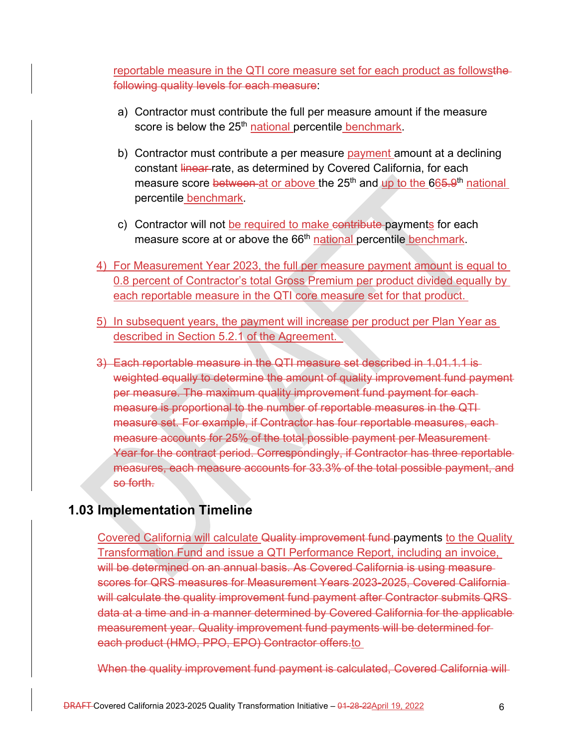reportable measure in the QTI core measure set for each product as follows~~the following quality levels for each measure~~:

a) Contractor must contribute the full per measure amount if the measure score is below the 25th national percentile benchmark.

b) Contractor must contribute a per measure payment amount at a declining constant ~~linear~~ rate, as determined by Covered California, for each measure score ~~between~~ at or above the 25th and up to the 66~~5.9~~th national percentile benchmark.

c) Contractor will not be required to make ~~contribute~~ payments for each measure score at or above the 66th national percentile benchmark.

4) For Measurement Year 2023, the full per measure payment amount is equal to 0.8 percent of Contractor's total Gross Premium per product divided equally by each reportable measure in the QTI core measure set for that product.

5) In subsequent years, the payment will increase per product per Plan Year as described in Section 5.2.1 of the Agreement.

~~3) Each reportable measure in the QTI measure set described in 1.01.1.1 is weighted equally to determine the amount of quality improvement fund payment per measure. The maximum quality improvement fund payment for each measure is proportional to the number of reportable measures in the QTI measure set. For example, if Contractor has four reportable measures, each measure accounts for 25% of the total possible payment per Measurement Year for the contract period. Correspondingly, if Contractor has three reportable measures, each measure accounts for 33.3% of the total possible payment, and so forth.~~

## 1.03 Implementation Timeline

Covered California will calculate ~~Quality improvement fund~~ payments to the Quality Transformation Fund and issue a QTI Performance Report, including an invoice, ~~will be determined on an annual basis. As Covered California is using measure scores for QRS measures for Measurement Years 2023-2025, Covered California will calculate the quality improvement fund payment after Contractor submits QRS data at a time and in a manner determined by Covered California for the applicable measurement year. Quality improvement fund payments will be determined for each product (HMO, PPO, EPO) Contractor offers.~~to

~~When the quality improvement fund payment is calculated, Covered California will~~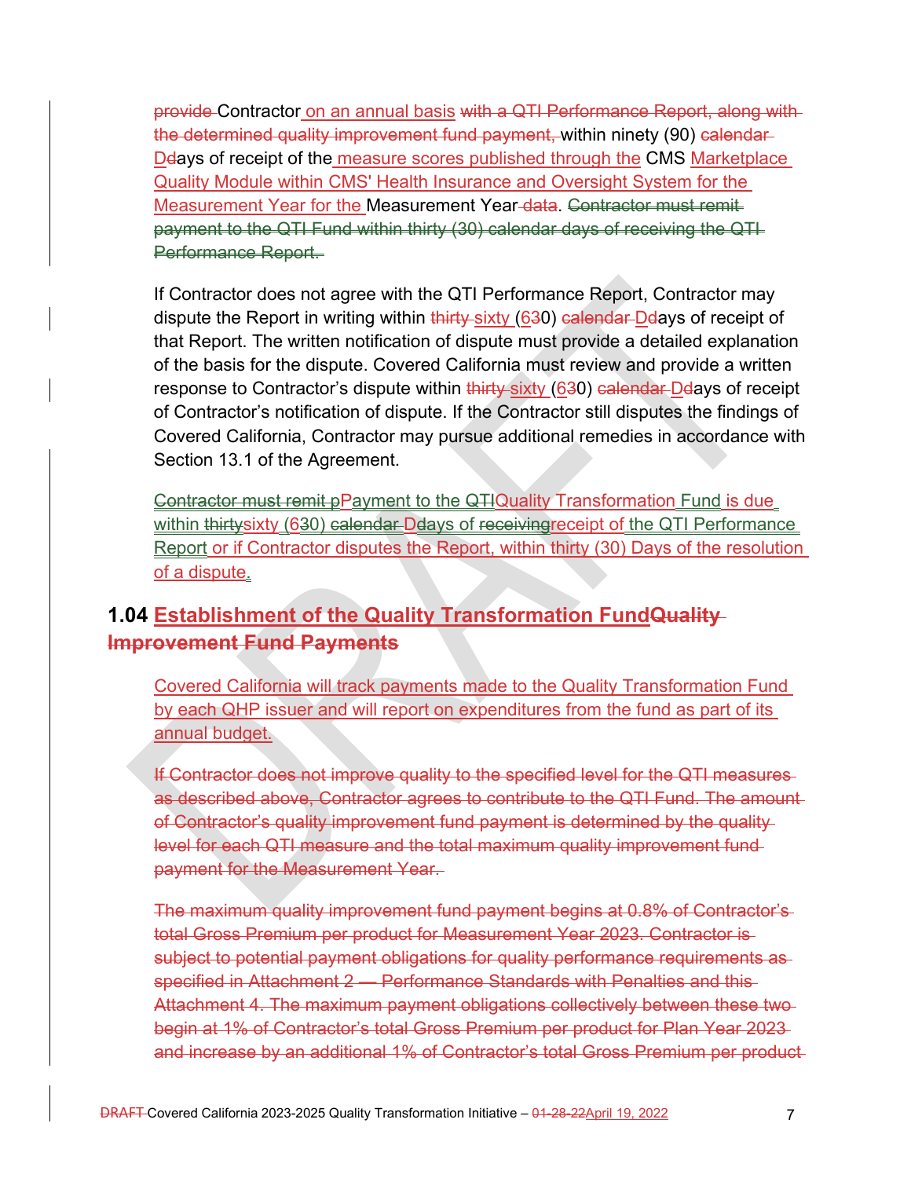~~provide~~ Contractor on an annual basis ~~with a QTI Performance Report, along with the determined quality improvement fund payment,~~ within ninety (90) ~~calendar~~ D~~d~~ays of receipt of the measure scores published through the CMS Marketplace Quality Module within CMS' Health Insurance and Oversight System for the Measurement Year for the Measurement Year ~~data~~. ~~Contractor must remit payment to the QTI Fund within thirty (30) calendar days of receiving the QTI Performance Report.~~

If Contractor does not agree with the QTI Performance Report, Contractor may dispute the Report in writing within ~~thirty~~ sixty (6~~3~~0) ~~calendar~~ D~~d~~ays of receipt of that Report. The written notification of dispute must provide a detailed explanation of the basis for the dispute. Covered California must review and provide a written response to Contractor's dispute within ~~thirty~~ sixty (6~~3~~0) ~~calendar~~ D~~d~~ays of receipt of Contractor's notification of dispute. If the Contractor still disputes the findings of Covered California, Contractor may pursue additional remedies in accordance with Section 13.1 of the Agreement.

~~Contractor must remit p~~Payment to the ~~QTI~~Quality Transformation Fund is due within ~~thirty~~sixty (6~~3~~0) ~~calendar~~ D~~d~~ays of ~~receiving~~receipt of the QTI Performance Report or if Contractor disputes the Report, within thirty (30) Days of the resolution of a dispute.

## 1.04 Establishment of the Quality Transformation Fund~~Quality Improvement Fund Payments~~

Covered California will track payments made to the Quality Transformation Fund by each QHP issuer and will report on expenditures from the fund as part of its annual budget.

~~If Contractor does not improve quality to the specified level for the QTI measures as described above, Contractor agrees to contribute to the QTI Fund. The amount of Contractor's quality improvement fund payment is determined by the quality level for each QTI measure and the total maximum quality improvement fund payment for the Measurement Year.~~

~~The maximum quality improvement fund payment begins at 0.8% of Contractor's total Gross Premium per product for Measurement Year 2023. Contractor is subject to potential payment obligations for quality performance requirements as specified in Attachment 2 — Performance Standards with Penalties and this Attachment 4. The maximum payment obligations collectively between these two begin at 1% of Contractor's total Gross Premium per product for Plan Year 2023 and increase by an additional 1% of Contractor's total Gross Premium per product~~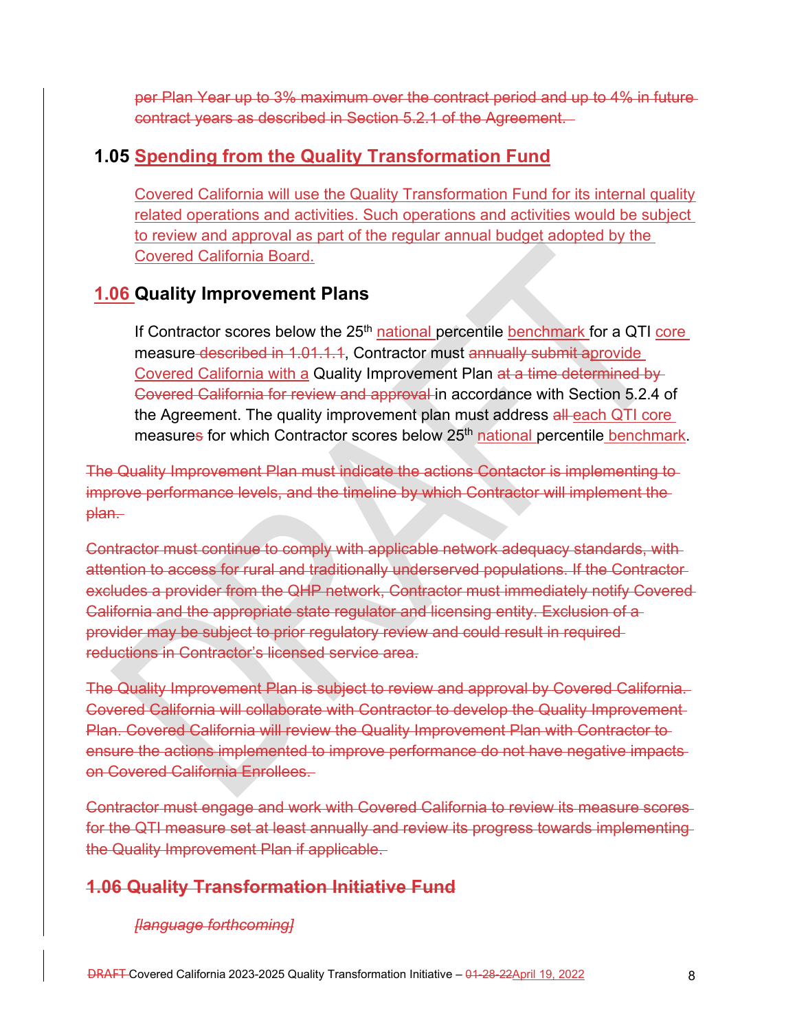per Plan Year up to 3% maximum over the contract period and up to 4% in future contract years as described in Section 5.2.1 of the Agreement.

## 1.05 Spending from the Quality Transformation Fund

Covered California will use the Quality Transformation Fund for its internal quality related operations and activities. Such operations and activities would be subject to review and approval as part of the regular annual budget adopted by the Covered California Board.

## 1.06 Quality Improvement Plans

If Contractor scores below the 25th national percentile benchmark for a QTI core measure described in 1.01.1.1, Contractor must annually submit aprovide Covered California with a Quality Improvement Plan at a time determined by Covered California for review and approval in accordance with Section 5.2.4 of the Agreement. The quality improvement plan must address all each QTI core measures for which Contractor scores below 25th national percentile benchmark.

The Quality Improvement Plan must indicate the actions Contactor is implementing to improve performance levels, and the timeline by which Contractor will implement the plan.

Contractor must continue to comply with applicable network adequacy standards, with attention to access for rural and traditionally underserved populations. If the Contractor excludes a provider from the QHP network, Contractor must immediately notify Covered California and the appropriate state regulator and licensing entity. Exclusion of a provider may be subject to prior regulatory review and could result in required reductions in Contractor's licensed service area.

The Quality Improvement Plan is subject to review and approval by Covered California. Covered California will collaborate with Contractor to develop the Quality Improvement Plan. Covered California will review the Quality Improvement Plan with Contractor to ensure the actions implemented to improve performance do not have negative impacts on Covered California Enrollees.

Contractor must engage and work with Covered California to review its measure scores for the QTI measure set at least annually and review its progress towards implementing the Quality Improvement Plan if applicable.

## 1.06 Quality Transformation Initiative Fund

*[language forthcoming]*